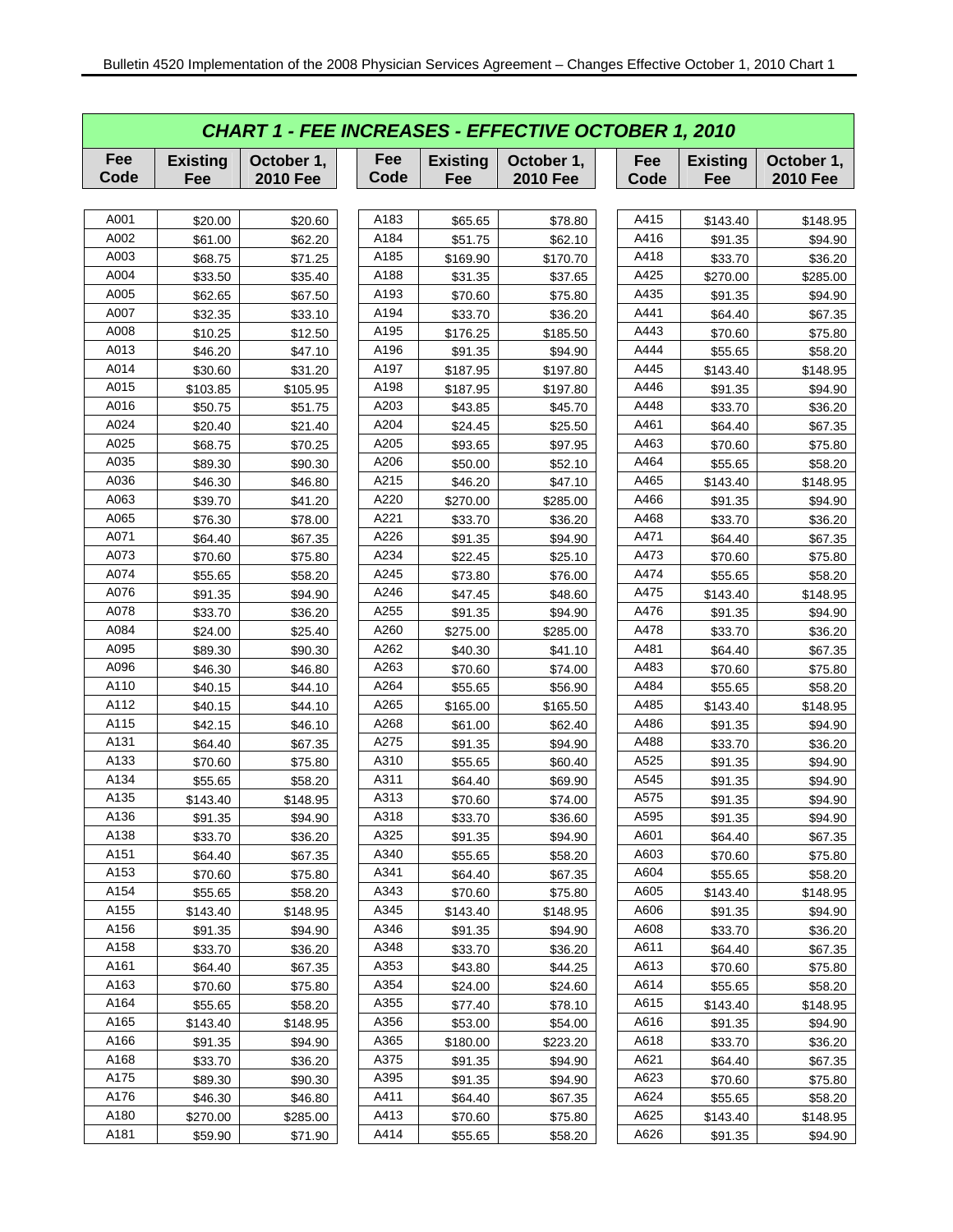Bulletin 4520 Implementation of the 2008 Physician Services Agreement – Changes Effective October 1, 2010 Chart 1

## CHART 1 - FEE INCREASES - EFFECTIVE OCTOBER 1, 2010

| Fee Code | Existing Fee | October 1, 2010 Fee | Fee Code | Existing Fee | October 1, 2010 Fee | Fee Code | Existing Fee | October 1, 2010 Fee |
|---|---|---|---|---|---|---|---|---|
| A001 | $20.00 | $20.60 | A183 | $65.65 | $78.80 | A415 | $143.40 | $148.95 |
| A002 | $61.00 | $62.20 | A184 | $51.75 | $62.10 | A416 | $91.35 | $94.90 |
| A003 | $68.75 | $71.25 | A185 | $169.90 | $170.70 | A418 | $33.70 | $36.20 |
| A004 | $33.50 | $35.40 | A188 | $31.35 | $37.65 | A425 | $270.00 | $285.00 |
| A005 | $62.65 | $67.50 | A193 | $70.60 | $75.80 | A435 | $91.35 | $94.90 |
| A007 | $32.35 | $33.10 | A194 | $33.70 | $36.20 | A441 | $64.40 | $67.35 |
| A008 | $10.25 | $12.50 | A195 | $176.25 | $185.50 | A443 | $70.60 | $75.80 |
| A013 | $46.20 | $47.10 | A196 | $91.35 | $94.90 | A444 | $55.65 | $58.20 |
| A014 | $30.60 | $31.20 | A197 | $187.95 | $197.80 | A445 | $143.40 | $148.95 |
| A015 | $103.85 | $105.95 | A198 | $187.95 | $197.80 | A446 | $91.35 | $94.90 |
| A016 | $50.75 | $51.75 | A203 | $43.85 | $45.70 | A448 | $33.70 | $36.20 |
| A024 | $20.40 | $21.40 | A204 | $24.45 | $25.50 | A461 | $64.40 | $67.35 |
| A025 | $68.75 | $70.25 | A205 | $93.65 | $97.95 | A463 | $70.60 | $75.80 |
| A035 | $89.30 | $90.30 | A206 | $50.00 | $52.10 | A464 | $55.65 | $58.20 |
| A036 | $46.30 | $46.80 | A215 | $46.20 | $47.10 | A465 | $143.40 | $148.95 |
| A063 | $39.70 | $41.20 | A220 | $270.00 | $285.00 | A466 | $91.35 | $94.90 |
| A065 | $76.30 | $78.00 | A221 | $33.70 | $36.20 | A468 | $33.70 | $36.20 |
| A071 | $64.40 | $67.35 | A226 | $91.35 | $94.90 | A471 | $64.40 | $67.35 |
| A073 | $70.60 | $75.80 | A234 | $22.45 | $25.10 | A473 | $70.60 | $75.80 |
| A074 | $55.65 | $58.20 | A245 | $73.80 | $76.00 | A474 | $55.65 | $58.20 |
| A076 | $91.35 | $94.90 | A246 | $47.45 | $48.60 | A475 | $143.40 | $148.95 |
| A078 | $33.70 | $36.20 | A255 | $91.35 | $94.90 | A476 | $91.35 | $94.90 |
| A084 | $24.00 | $25.40 | A260 | $275.00 | $285.00 | A478 | $33.70 | $36.20 |
| A095 | $89.30 | $90.30 | A262 | $40.30 | $41.10 | A481 | $64.40 | $67.35 |
| A096 | $46.30 | $46.80 | A263 | $70.60 | $74.00 | A483 | $70.60 | $75.80 |
| A110 | $40.15 | $44.10 | A264 | $55.65 | $56.90 | A484 | $55.65 | $58.20 |
| A112 | $40.15 | $44.10 | A265 | $165.00 | $165.50 | A485 | $143.40 | $148.95 |
| A115 | $42.15 | $46.10 | A268 | $61.00 | $62.40 | A486 | $91.35 | $94.90 |
| A131 | $64.40 | $67.35 | A275 | $91.35 | $94.90 | A488 | $33.70 | $36.20 |
| A133 | $70.60 | $75.80 | A310 | $55.65 | $60.40 | A525 | $91.35 | $94.90 |
| A134 | $55.65 | $58.20 | A311 | $64.40 | $69.90 | A545 | $91.35 | $94.90 |
| A135 | $143.40 | $148.95 | A313 | $70.60 | $74.00 | A575 | $91.35 | $94.90 |
| A136 | $91.35 | $94.90 | A318 | $33.70 | $36.60 | A595 | $91.35 | $94.90 |
| A138 | $33.70 | $36.20 | A325 | $91.35 | $94.90 | A601 | $64.40 | $67.35 |
| A151 | $64.40 | $67.35 | A340 | $55.65 | $58.20 | A603 | $70.60 | $75.80 |
| A153 | $70.60 | $75.80 | A341 | $64.40 | $67.35 | A604 | $55.65 | $58.20 |
| A154 | $55.65 | $58.20 | A343 | $70.60 | $75.80 | A605 | $143.40 | $148.95 |
| A155 | $143.40 | $148.95 | A345 | $143.40 | $148.95 | A606 | $91.35 | $94.90 |
| A156 | $91.35 | $94.90 | A346 | $91.35 | $94.90 | A608 | $33.70 | $36.20 |
| A158 | $33.70 | $36.20 | A348 | $33.70 | $36.20 | A611 | $64.40 | $67.35 |
| A161 | $64.40 | $67.35 | A353 | $43.80 | $44.25 | A613 | $70.60 | $75.80 |
| A163 | $70.60 | $75.80 | A354 | $24.00 | $24.60 | A614 | $55.65 | $58.20 |
| A164 | $55.65 | $58.20 | A355 | $77.40 | $78.10 | A615 | $143.40 | $148.95 |
| A165 | $143.40 | $148.95 | A356 | $53.00 | $54.00 | A616 | $91.35 | $94.90 |
| A166 | $91.35 | $94.90 | A365 | $180.00 | $223.20 | A618 | $33.70 | $36.20 |
| A168 | $33.70 | $36.20 | A375 | $91.35 | $94.90 | A621 | $64.40 | $67.35 |
| A175 | $89.30 | $90.30 | A395 | $91.35 | $94.90 | A623 | $70.60 | $75.80 |
| A176 | $46.30 | $46.80 | A411 | $64.40 | $67.35 | A624 | $55.65 | $58.20 |
| A180 | $270.00 | $285.00 | A413 | $70.60 | $75.80 | A625 | $143.40 | $148.95 |
| A181 | $59.90 | $71.90 | A414 | $55.65 | $58.20 | A626 | $91.35 | $94.90 |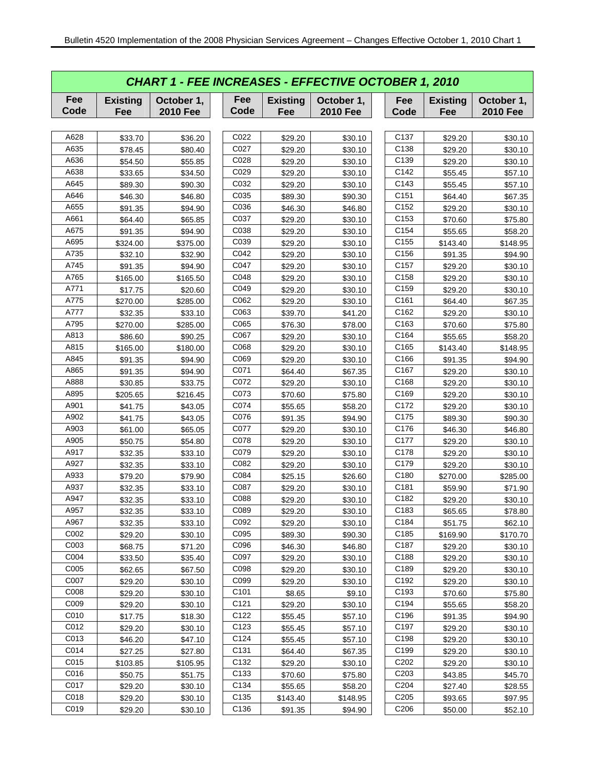# CHART 1 - FEE INCREASES - EFFECTIVE OCTOBER 1, 2010

| Fee Code | Existing Fee | October 1, 2010 Fee | Fee Code | Existing Fee | October 1, 2010 Fee | Fee Code | Existing Fee | October 1, 2010 Fee |
|---|---|---|---|---|---|---|---|---|
| A628 | $33.70 | $36.20 | C022 | $29.20 | $30.10 | C137 | $29.20 | $30.10 |
| A635 | $78.45 | $80.40 | C027 | $29.20 | $30.10 | C138 | $29.20 | $30.10 |
| A636 | $54.50 | $55.85 | C028 | $29.20 | $30.10 | C139 | $29.20 | $30.10 |
| A638 | $33.65 | $34.50 | C029 | $29.20 | $30.10 | C142 | $55.45 | $57.10 |
| A645 | $89.30 | $90.30 | C032 | $29.20 | $30.10 | C143 | $55.45 | $57.10 |
| A646 | $46.30 | $46.80 | C035 | $89.30 | $90.30 | C151 | $64.40 | $67.35 |
| A655 | $91.35 | $94.90 | C036 | $46.30 | $46.80 | C152 | $29.20 | $30.10 |
| A661 | $64.40 | $65.85 | C037 | $29.20 | $30.10 | C153 | $70.60 | $75.80 |
| A675 | $91.35 | $94.90 | C038 | $29.20 | $30.10 | C154 | $55.65 | $58.20 |
| A695 | $324.00 | $375.00 | C039 | $29.20 | $30.10 | C155 | $143.40 | $148.95 |
| A735 | $32.10 | $32.90 | C042 | $29.20 | $30.10 | C156 | $91.35 | $94.90 |
| A745 | $91.35 | $94.90 | C047 | $29.20 | $30.10 | C157 | $29.20 | $30.10 |
| A765 | $165.00 | $165.50 | C048 | $29.20 | $30.10 | C158 | $29.20 | $30.10 |
| A771 | $17.75 | $20.60 | C049 | $29.20 | $30.10 | C159 | $29.20 | $30.10 |
| A775 | $270.00 | $285.00 | C062 | $29.20 | $30.10 | C161 | $64.40 | $67.35 |
| A777 | $32.35 | $33.10 | C063 | $39.70 | $41.20 | C162 | $29.20 | $30.10 |
| A795 | $270.00 | $285.00 | C065 | $76.30 | $78.00 | C163 | $70.60 | $75.80 |
| A813 | $86.60 | $90.25 | C067 | $29.20 | $30.10 | C164 | $55.65 | $58.20 |
| A815 | $165.00 | $180.00 | C068 | $29.20 | $30.10 | C165 | $143.40 | $148.95 |
| A845 | $91.35 | $94.90 | C069 | $29.20 | $30.10 | C166 | $91.35 | $94.90 |
| A865 | $91.35 | $94.90 | C071 | $64.40 | $67.35 | C167 | $29.20 | $30.10 |
| A888 | $30.85 | $33.75 | C072 | $29.20 | $30.10 | C168 | $29.20 | $30.10 |
| A895 | $205.65 | $216.45 | C073 | $70.60 | $75.80 | C169 | $29.20 | $30.10 |
| A901 | $41.75 | $43.05 | C074 | $55.65 | $58.20 | C172 | $29.20 | $30.10 |
| A902 | $41.75 | $43.05 | C076 | $91.35 | $94.90 | C175 | $89.30 | $90.30 |
| A903 | $61.00 | $65.05 | C077 | $29.20 | $30.10 | C176 | $46.30 | $46.80 |
| A905 | $50.75 | $54.80 | C078 | $29.20 | $30.10 | C177 | $29.20 | $30.10 |
| A917 | $32.35 | $33.10 | C079 | $29.20 | $30.10 | C178 | $29.20 | $30.10 |
| A927 | $32.35 | $33.10 | C082 | $29.20 | $30.10 | C179 | $29.20 | $30.10 |
| A933 | $79.20 | $79.90 | C084 | $25.15 | $26.60 | C180 | $270.00 | $285.00 |
| A937 | $32.35 | $33.10 | C087 | $29.20 | $30.10 | C181 | $59.90 | $71.90 |
| A947 | $32.35 | $33.10 | C088 | $29.20 | $30.10 | C182 | $29.20 | $30.10 |
| A957 | $32.35 | $33.10 | C089 | $29.20 | $30.10 | C183 | $65.65 | $78.80 |
| A967 | $32.35 | $33.10 | C092 | $29.20 | $30.10 | C184 | $51.75 | $62.10 |
| C002 | $29.20 | $30.10 | C095 | $89.30 | $90.30 | C185 | $169.90 | $170.70 |
| C003 | $68.75 | $71.20 | C096 | $46.30 | $46.80 | C187 | $29.20 | $30.10 |
| C004 | $33.50 | $35.40 | C097 | $29.20 | $30.10 | C188 | $29.20 | $30.10 |
| C005 | $62.65 | $67.50 | C098 | $29.20 | $30.10 | C189 | $29.20 | $30.10 |
| C007 | $29.20 | $30.10 | C099 | $29.20 | $30.10 | C192 | $29.20 | $30.10 |
| C008 | $29.20 | $30.10 | C101 | $8.65 | $9.10 | C193 | $70.60 | $75.80 |
| C009 | $29.20 | $30.10 | C121 | $29.20 | $30.10 | C194 | $55.65 | $58.20 |
| C010 | $17.75 | $18.30 | C122 | $55.45 | $57.10 | C196 | $91.35 | $94.90 |
| C012 | $29.20 | $30.10 | C123 | $55.45 | $57.10 | C197 | $29.20 | $30.10 |
| C013 | $46.20 | $47.10 | C124 | $55.45 | $57.10 | C198 | $29.20 | $30.10 |
| C014 | $27.25 | $27.80 | C131 | $64.40 | $67.35 | C199 | $29.20 | $30.10 |
| C015 | $103.85 | $105.95 | C132 | $29.20 | $30.10 | C202 | $29.20 | $30.10 |
| C016 | $50.75 | $51.75 | C133 | $70.60 | $75.80 | C203 | $43.85 | $45.70 |
| C017 | $29.20 | $30.10 | C134 | $55.65 | $58.20 | C204 | $27.40 | $28.55 |
| C018 | $29.20 | $30.10 | C135 | $143.40 | $148.95 | C205 | $93.65 | $97.95 |
| C019 | $29.20 | $30.10 | C136 | $91.35 | $94.90 | C206 | $50.00 | $52.10 |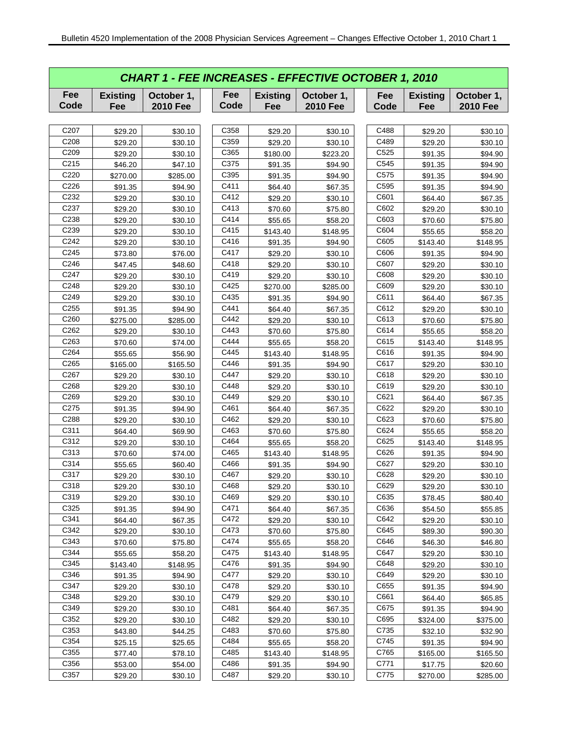## CHART 1 - FEE INCREASES - EFFECTIVE OCTOBER 1, 2010

| Fee Code | Existing Fee | October 1, 2010 Fee |
|---|---|---|
| C207 | $29.20 | $30.10 |
| C208 | $29.20 | $30.10 |
| C209 | $29.20 | $30.10 |
| C215 | $46.20 | $47.10 |
| C220 | $270.00 | $285.00 |
| C226 | $91.35 | $94.90 |
| C232 | $29.20 | $30.10 |
| C237 | $29.20 | $30.10 |
| C238 | $29.20 | $30.10 |
| C239 | $29.20 | $30.10 |
| C242 | $29.20 | $30.10 |
| C245 | $73.80 | $76.00 |
| C246 | $47.45 | $48.60 |
| C247 | $29.20 | $30.10 |
| C248 | $29.20 | $30.10 |
| C249 | $29.20 | $30.10 |
| C255 | $91.35 | $94.90 |
| C260 | $275.00 | $285.00 |
| C262 | $29.20 | $30.10 |
| C263 | $70.60 | $74.00 |
| C264 | $55.65 | $56.90 |
| C265 | $165.00 | $165.50 |
| C267 | $29.20 | $30.10 |
| C268 | $29.20 | $30.10 |
| C269 | $29.20 | $30.10 |
| C275 | $91.35 | $94.90 |
| C288 | $29.20 | $30.10 |
| C311 | $64.40 | $69.90 |
| C312 | $29.20 | $30.10 |
| C313 | $70.60 | $74.00 |
| C314 | $55.65 | $60.40 |
| C317 | $29.20 | $30.10 |
| C318 | $29.20 | $30.10 |
| C319 | $29.20 | $30.10 |
| C325 | $91.35 | $94.90 |
| C341 | $64.40 | $67.35 |
| C342 | $29.20 | $30.10 |
| C343 | $70.60 | $75.80 |
| C344 | $55.65 | $58.20 |
| C345 | $143.40 | $148.95 |
| C346 | $91.35 | $94.90 |
| C347 | $29.20 | $30.10 |
| C348 | $29.20 | $30.10 |
| C349 | $29.20 | $30.10 |
| C352 | $29.20 | $30.10 |
| C353 | $43.80 | $44.25 |
| C354 | $25.15 | $25.65 |
| C355 | $77.40 | $78.10 |
| C356 | $53.00 | $54.00 |
| C357 | $29.20 | $30.10 |
| C358 | $29.20 | $30.10 |
| C359 | $29.20 | $30.10 |
| C365 | $180.00 | $223.20 |
| C375 | $91.35 | $94.90 |
| C395 | $91.35 | $94.90 |
| C411 | $64.40 | $67.35 |
| C412 | $29.20 | $30.10 |
| C413 | $70.60 | $75.80 |
| C414 | $55.65 | $58.20 |
| C415 | $143.40 | $148.95 |
| C416 | $91.35 | $94.90 |
| C417 | $29.20 | $30.10 |
| C418 | $29.20 | $30.10 |
| C419 | $29.20 | $30.10 |
| C425 | $270.00 | $285.00 |
| C435 | $91.35 | $94.90 |
| C441 | $64.40 | $67.35 |
| C442 | $29.20 | $30.10 |
| C443 | $70.60 | $75.80 |
| C444 | $55.65 | $58.20 |
| C445 | $143.40 | $148.95 |
| C446 | $91.35 | $94.90 |
| C447 | $29.20 | $30.10 |
| C448 | $29.20 | $30.10 |
| C449 | $29.20 | $30.10 |
| C461 | $64.40 | $67.35 |
| C462 | $29.20 | $30.10 |
| C463 | $70.60 | $75.80 |
| C464 | $55.65 | $58.20 |
| C465 | $143.40 | $148.95 |
| C466 | $91.35 | $94.90 |
| C467 | $29.20 | $30.10 |
| C468 | $29.20 | $30.10 |
| C469 | $29.20 | $30.10 |
| C471 | $64.40 | $67.35 |
| C472 | $29.20 | $30.10 |
| C473 | $70.60 | $75.80 |
| C474 | $55.65 | $58.20 |
| C475 | $143.40 | $148.95 |
| C476 | $91.35 | $94.90 |
| C477 | $29.20 | $30.10 |
| C478 | $29.20 | $30.10 |
| C479 | $29.20 | $30.10 |
| C481 | $64.40 | $67.35 |
| C482 | $29.20 | $30.10 |
| C483 | $70.60 | $75.80 |
| C484 | $55.65 | $58.20 |
| C485 | $143.40 | $148.95 |
| C486 | $91.35 | $94.90 |
| C487 | $29.20 | $30.10 |
| C488 | $29.20 | $30.10 |
| C489 | $29.20 | $30.10 |
| C525 | $91.35 | $94.90 |
| C545 | $91.35 | $94.90 |
| C575 | $91.35 | $94.90 |
| C595 | $91.35 | $94.90 |
| C601 | $64.40 | $67.35 |
| C602 | $29.20 | $30.10 |
| C603 | $70.60 | $75.80 |
| C604 | $55.65 | $58.20 |
| C605 | $143.40 | $148.95 |
| C606 | $91.35 | $94.90 |
| C607 | $29.20 | $30.10 |
| C608 | $29.20 | $30.10 |
| C609 | $29.20 | $30.10 |
| C611 | $64.40 | $67.35 |
| C612 | $29.20 | $30.10 |
| C613 | $70.60 | $75.80 |
| C614 | $55.65 | $58.20 |
| C615 | $143.40 | $148.95 |
| C616 | $91.35 | $94.90 |
| C617 | $29.20 | $30.10 |
| C618 | $29.20 | $30.10 |
| C619 | $29.20 | $30.10 |
| C621 | $64.40 | $67.35 |
| C622 | $29.20 | $30.10 |
| C623 | $70.60 | $75.80 |
| C624 | $55.65 | $58.20 |
| C625 | $143.40 | $148.95 |
| C626 | $91.35 | $94.90 |
| C627 | $29.20 | $30.10 |
| C628 | $29.20 | $30.10 |
| C629 | $29.20 | $30.10 |
| C635 | $78.45 | $80.40 |
| C636 | $54.50 | $55.85 |
| C642 | $29.20 | $30.10 |
| C645 | $89.30 | $90.30 |
| C646 | $46.30 | $46.80 |
| C647 | $29.20 | $30.10 |
| C648 | $29.20 | $30.10 |
| C649 | $29.20 | $30.10 |
| C655 | $91.35 | $94.90 |
| C661 | $64.40 | $65.85 |
| C675 | $91.35 | $94.90 |
| C695 | $324.00 | $375.00 |
| C735 | $32.10 | $32.90 |
| C745 | $91.35 | $94.90 |
| C765 | $165.00 | $165.50 |
| C771 | $17.75 | $20.60 |
| C775 | $270.00 | $285.00 |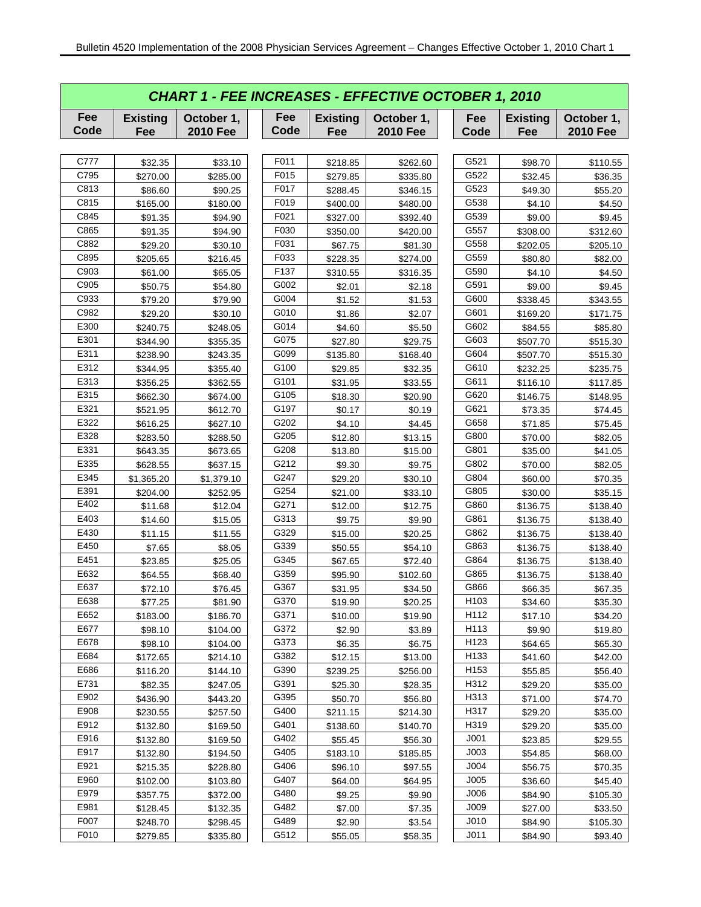## CHART 1 - FEE INCREASES - EFFECTIVE OCTOBER 1, 2010

| Fee Code | Existing Fee | October 1, 2010 Fee | Fee Code | Existing Fee | October 1, 2010 Fee | Fee Code | Existing Fee | October 1, 2010 Fee |
|---|---|---|---|---|---|---|---|---|
| C777 | $32.35 | $33.10 | F011 | $218.85 | $262.60 | G521 | $98.70 | $110.55 |
| C795 | $270.00 | $285.00 | F015 | $279.85 | $335.80 | G522 | $32.45 | $36.35 |
| C813 | $86.60 | $90.25 | F017 | $288.45 | $346.15 | G523 | $49.30 | $55.20 |
| C815 | $165.00 | $180.00 | F019 | $400.00 | $480.00 | G538 | $4.10 | $4.50 |
| C845 | $91.35 | $94.90 | F021 | $327.00 | $392.40 | G539 | $9.00 | $9.45 |
| C865 | $91.35 | $94.90 | F030 | $350.00 | $420.00 | G557 | $308.00 | $312.60 |
| C882 | $29.20 | $30.10 | F031 | $67.75 | $81.30 | G558 | $202.05 | $205.10 |
| C895 | $205.65 | $216.45 | F033 | $228.35 | $274.00 | G559 | $80.80 | $82.00 |
| C903 | $61.00 | $65.05 | F137 | $310.55 | $316.35 | G590 | $4.10 | $4.50 |
| C905 | $50.75 | $54.80 | G002 | $2.01 | $2.18 | G591 | $9.00 | $9.45 |
| C933 | $79.20 | $79.90 | G004 | $1.52 | $1.53 | G600 | $338.45 | $343.55 |
| C982 | $29.20 | $30.10 | G010 | $1.86 | $2.07 | G601 | $169.20 | $171.75 |
| E300 | $240.75 | $248.05 | G014 | $4.60 | $5.50 | G602 | $84.55 | $85.80 |
| E301 | $344.90 | $355.35 | G075 | $27.80 | $29.75 | G603 | $507.70 | $515.30 |
| E311 | $238.90 | $243.35 | G099 | $135.80 | $168.40 | G604 | $507.70 | $515.30 |
| E312 | $344.95 | $355.40 | G100 | $29.85 | $32.35 | G610 | $232.25 | $235.75 |
| E313 | $356.25 | $362.55 | G101 | $31.95 | $33.55 | G611 | $116.10 | $117.85 |
| E315 | $662.30 | $674.00 | G105 | $18.30 | $20.90 | G620 | $146.75 | $148.95 |
| E321 | $521.95 | $612.70 | G197 | $0.17 | $0.19 | G621 | $73.35 | $74.45 |
| E322 | $616.25 | $627.10 | G202 | $4.10 | $4.45 | G658 | $71.85 | $75.45 |
| E328 | $283.50 | $288.50 | G205 | $12.80 | $13.15 | G800 | $70.00 | $82.05 |
| E331 | $643.35 | $673.65 | G208 | $13.80 | $15.00 | G801 | $35.00 | $41.05 |
| E335 | $628.55 | $637.15 | G212 | $9.30 | $9.75 | G802 | $70.00 | $82.05 |
| E345 | $1,365.20 | $1,379.10 | G247 | $29.20 | $30.10 | G804 | $60.00 | $70.35 |
| E391 | $204.00 | $252.95 | G254 | $21.00 | $33.10 | G805 | $30.00 | $35.15 |
| E402 | $11.68 | $12.04 | G271 | $12.00 | $12.75 | G860 | $136.75 | $138.40 |
| E403 | $14.60 | $15.05 | G313 | $9.75 | $9.90 | G861 | $136.75 | $138.40 |
| E430 | $11.15 | $11.55 | G329 | $15.00 | $20.25 | G862 | $136.75 | $138.40 |
| E450 | $7.65 | $8.05 | G339 | $50.55 | $54.10 | G863 | $136.75 | $138.40 |
| E451 | $23.85 | $25.05 | G345 | $67.65 | $72.40 | G864 | $136.75 | $138.40 |
| E632 | $64.55 | $68.40 | G359 | $95.90 | $102.60 | G865 | $136.75 | $138.40 |
| E637 | $72.10 | $76.45 | G367 | $31.95 | $34.50 | G866 | $66.35 | $67.35 |
| E638 | $77.25 | $81.90 | G370 | $19.90 | $20.25 | H103 | $34.60 | $35.30 |
| E652 | $183.00 | $186.70 | G371 | $10.00 | $19.90 | H112 | $17.10 | $34.20 |
| E677 | $98.10 | $104.00 | G372 | $2.90 | $3.89 | H113 | $9.90 | $19.80 |
| E678 | $98.10 | $104.00 | G373 | $6.35 | $6.75 | H123 | $64.65 | $65.30 |
| E684 | $172.65 | $214.10 | G382 | $12.15 | $13.00 | H133 | $41.60 | $42.00 |
| E686 | $116.20 | $144.10 | G390 | $239.25 | $256.00 | H153 | $55.85 | $56.40 |
| E731 | $82.35 | $247.05 | G391 | $25.30 | $28.35 | H312 | $29.20 | $35.00 |
| E902 | $436.90 | $443.20 | G395 | $50.70 | $56.80 | H313 | $71.00 | $74.70 |
| E908 | $230.55 | $257.50 | G400 | $211.15 | $214.30 | H317 | $29.20 | $35.00 |
| E912 | $132.80 | $169.50 | G401 | $138.60 | $140.70 | H319 | $29.20 | $35.00 |
| E916 | $132.80 | $169.50 | G402 | $55.45 | $56.30 | J001 | $23.85 | $29.55 |
| E917 | $132.80 | $194.50 | G405 | $183.10 | $185.85 | J003 | $54.85 | $68.00 |
| E921 | $215.35 | $228.80 | G406 | $96.10 | $97.55 | J004 | $56.75 | $70.35 |
| E960 | $102.00 | $103.80 | G407 | $64.00 | $64.95 | J005 | $36.60 | $45.40 |
| E979 | $357.75 | $372.00 | G480 | $9.25 | $9.90 | J006 | $84.90 | $105.30 |
| E981 | $128.45 | $132.35 | G482 | $7.00 | $7.35 | J009 | $27.00 | $33.50 |
| F007 | $248.70 | $298.45 | G489 | $2.90 | $3.54 | J010 | $84.90 | $105.30 |
| F010 | $279.85 | $335.80 | G512 | $55.05 | $58.35 | J011 | $84.90 | $93.40 |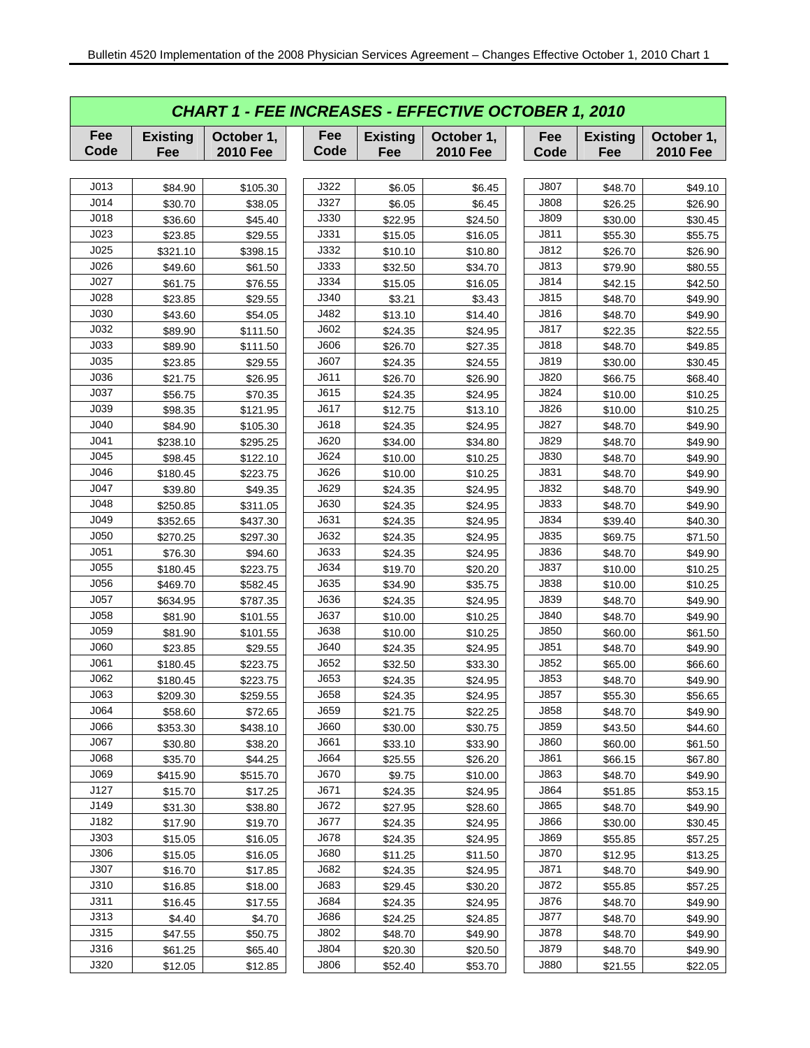## CHART 1 - FEE INCREASES - EFFECTIVE OCTOBER 1, 2010

| Fee Code | Existing Fee | October 1, 2010 Fee | Fee Code | Existing Fee | October 1, 2010 Fee | Fee Code | Existing Fee | October 1, 2010 Fee |
|---|---|---|---|---|---|---|---|---|
| J013 | $84.90 | $105.30 | J322 | $6.05 | $6.45 | J807 | $48.70 | $49.10 |
| J014 | $30.70 | $38.05 | J327 | $6.05 | $6.45 | J808 | $26.25 | $26.90 |
| J018 | $36.60 | $45.40 | J330 | $22.95 | $24.50 | J809 | $30.00 | $30.45 |
| J023 | $23.85 | $29.55 | J331 | $15.05 | $16.05 | J811 | $55.30 | $55.75 |
| J025 | $321.10 | $398.15 | J332 | $10.10 | $10.80 | J812 | $26.70 | $26.90 |
| J026 | $49.60 | $61.50 | J333 | $32.50 | $34.70 | J813 | $79.90 | $80.55 |
| J027 | $61.75 | $76.55 | J334 | $15.05 | $16.05 | J814 | $42.15 | $42.50 |
| J028 | $23.85 | $29.55 | J340 | $3.21 | $3.43 | J815 | $48.70 | $49.90 |
| J030 | $43.60 | $54.05 | J482 | $13.10 | $14.40 | J816 | $48.70 | $49.90 |
| J032 | $89.90 | $111.50 | J602 | $24.35 | $24.95 | J817 | $22.35 | $22.55 |
| J033 | $89.90 | $111.50 | J606 | $26.70 | $27.35 | J818 | $48.70 | $49.85 |
| J035 | $23.85 | $29.55 | J607 | $24.35 | $24.55 | J819 | $30.00 | $30.45 |
| J036 | $21.75 | $26.95 | J611 | $26.70 | $26.90 | J820 | $66.75 | $68.40 |
| J037 | $56.75 | $70.35 | J615 | $24.35 | $24.95 | J824 | $10.00 | $10.25 |
| J039 | $98.35 | $121.95 | J617 | $12.75 | $13.10 | J826 | $10.00 | $10.25 |
| J040 | $84.90 | $105.30 | J618 | $24.35 | $24.95 | J827 | $48.70 | $49.90 |
| J041 | $238.10 | $295.25 | J620 | $34.00 | $34.80 | J829 | $48.70 | $49.90 |
| J045 | $98.45 | $122.10 | J624 | $10.00 | $10.25 | J830 | $48.70 | $49.90 |
| J046 | $180.45 | $223.75 | J626 | $10.00 | $10.25 | J831 | $48.70 | $49.90 |
| J047 | $39.80 | $49.35 | J629 | $24.35 | $24.95 | J832 | $48.70 | $49.90 |
| J048 | $250.85 | $311.05 | J630 | $24.35 | $24.95 | J833 | $48.70 | $49.90 |
| J049 | $352.65 | $437.30 | J631 | $24.35 | $24.95 | J834 | $39.40 | $40.30 |
| J050 | $270.25 | $297.30 | J632 | $24.35 | $24.95 | J835 | $69.75 | $71.50 |
| J051 | $76.30 | $94.60 | J633 | $24.35 | $24.95 | J836 | $48.70 | $49.90 |
| J055 | $180.45 | $223.75 | J634 | $19.70 | $20.20 | J837 | $10.00 | $10.25 |
| J056 | $469.70 | $582.45 | J635 | $34.90 | $35.75 | J838 | $10.00 | $10.25 |
| J057 | $634.95 | $787.35 | J636 | $24.35 | $24.95 | J839 | $48.70 | $49.90 |
| J058 | $81.90 | $101.55 | J637 | $10.00 | $10.25 | J840 | $48.70 | $49.90 |
| J059 | $81.90 | $101.55 | J638 | $10.00 | $10.25 | J850 | $60.00 | $61.50 |
| J060 | $23.85 | $29.55 | J640 | $24.35 | $24.95 | J851 | $48.70 | $49.90 |
| J061 | $180.45 | $223.75 | J652 | $32.50 | $33.30 | J852 | $65.00 | $66.60 |
| J062 | $180.45 | $223.75 | J653 | $24.35 | $24.95 | J853 | $48.70 | $49.90 |
| J063 | $209.30 | $259.55 | J658 | $24.35 | $24.95 | J857 | $55.30 | $56.65 |
| J064 | $58.60 | $72.65 | J659 | $21.75 | $22.25 | J858 | $48.70 | $49.90 |
| J066 | $353.30 | $438.10 | J660 | $30.00 | $30.75 | J859 | $43.50 | $44.60 |
| J067 | $30.80 | $38.20 | J661 | $33.10 | $33.90 | J860 | $60.00 | $61.50 |
| J068 | $35.70 | $44.25 | J664 | $25.55 | $26.20 | J861 | $66.15 | $67.80 |
| J069 | $415.90 | $515.70 | J670 | $9.75 | $10.00 | J863 | $48.70 | $49.90 |
| J127 | $15.70 | $17.25 | J671 | $24.35 | $24.95 | J864 | $51.85 | $53.15 |
| J149 | $31.30 | $38.80 | J672 | $27.95 | $28.60 | J865 | $48.70 | $49.90 |
| J182 | $17.90 | $19.70 | J677 | $24.35 | $24.95 | J866 | $30.00 | $30.45 |
| J303 | $15.05 | $16.05 | J678 | $24.35 | $24.95 | J869 | $55.85 | $57.25 |
| J306 | $15.05 | $16.05 | J680 | $11.25 | $11.50 | J870 | $12.95 | $13.25 |
| J307 | $16.70 | $17.85 | J682 | $24.35 | $24.95 | J871 | $48.70 | $49.90 |
| J310 | $16.85 | $18.00 | J683 | $29.45 | $30.20 | J872 | $55.85 | $57.25 |
| J311 | $16.45 | $17.55 | J684 | $24.35 | $24.95 | J876 | $48.70 | $49.90 |
| J313 | $4.40 | $4.70 | J686 | $24.25 | $24.85 | J877 | $48.70 | $49.90 |
| J315 | $47.55 | $50.75 | J802 | $48.70 | $49.90 | J878 | $48.70 | $49.90 |
| J316 | $61.25 | $65.40 | J804 | $20.30 | $20.50 | J879 | $48.70 | $49.90 |
| J320 | $12.05 | $12.85 | J806 | $52.40 | $53.70 | J880 | $21.55 | $22.05 |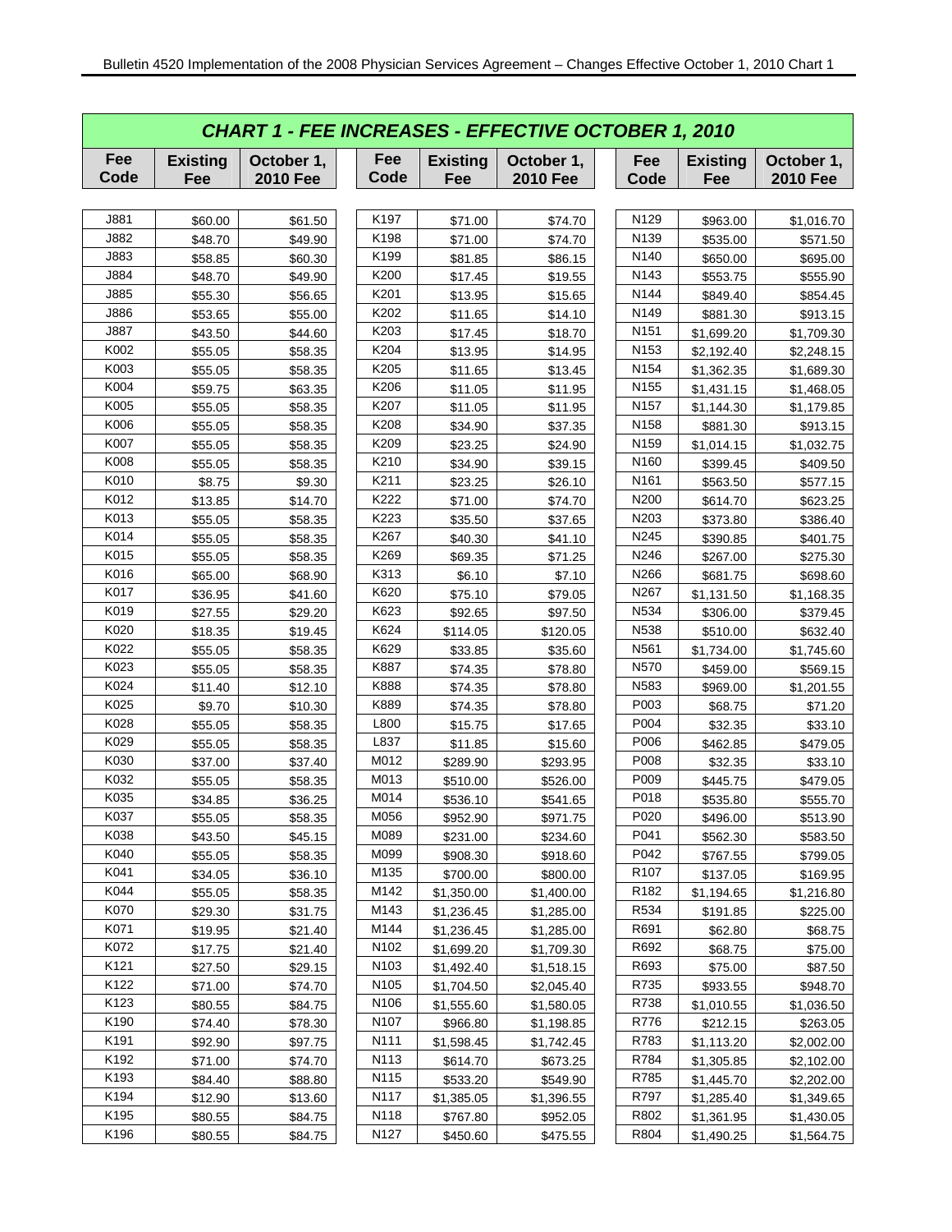## CHART 1 - FEE INCREASES - EFFECTIVE OCTOBER 1, 2010

| Fee Code | Existing Fee | October 1, 2010 Fee | Fee Code | Existing Fee | October 1, 2010 Fee | Fee Code | Existing Fee | October 1, 2010 Fee |
|---|---|---|---|---|---|---|---|---|
| J881 | $60.00 | $61.50 | K197 | $71.00 | $74.70 | N129 | $963.00 | $1,016.70 |
| J882 | $48.70 | $49.90 | K198 | $71.00 | $74.70 | N139 | $535.00 | $571.50 |
| J883 | $58.85 | $60.30 | K199 | $81.85 | $86.15 | N140 | $650.00 | $695.00 |
| J884 | $48.70 | $49.90 | K200 | $17.45 | $19.55 | N143 | $553.75 | $555.90 |
| J885 | $55.30 | $56.65 | K201 | $13.95 | $15.65 | N144 | $849.40 | $854.45 |
| J886 | $53.65 | $55.00 | K202 | $11.65 | $14.10 | N149 | $881.30 | $913.15 |
| J887 | $43.50 | $44.60 | K203 | $17.45 | $18.70 | N151 | $1,699.20 | $1,709.30 |
| K002 | $55.05 | $58.35 | K204 | $13.95 | $14.95 | N153 | $2,192.40 | $2,248.15 |
| K003 | $55.05 | $58.35 | K205 | $11.65 | $13.45 | N154 | $1,362.35 | $1,689.30 |
| K004 | $59.75 | $63.35 | K206 | $11.05 | $11.95 | N155 | $1,431.15 | $1,468.05 |
| K005 | $55.05 | $58.35 | K207 | $11.05 | $11.95 | N157 | $1,144.30 | $1,179.85 |
| K006 | $55.05 | $58.35 | K208 | $34.90 | $37.35 | N158 | $881.30 | $913.15 |
| K007 | $55.05 | $58.35 | K209 | $23.25 | $24.90 | N159 | $1,014.15 | $1,032.75 |
| K008 | $55.05 | $58.35 | K210 | $34.90 | $39.15 | N160 | $399.45 | $409.50 |
| K010 | $8.75 | $9.30 | K211 | $23.25 | $26.10 | N161 | $563.50 | $577.15 |
| K012 | $13.85 | $14.70 | K222 | $71.00 | $74.70 | N200 | $614.70 | $623.25 |
| K013 | $55.05 | $58.35 | K223 | $35.50 | $37.65 | N203 | $373.80 | $386.40 |
| K014 | $55.05 | $58.35 | K267 | $40.30 | $41.10 | N245 | $390.85 | $401.75 |
| K015 | $55.05 | $58.35 | K269 | $69.35 | $71.25 | N246 | $267.00 | $275.30 |
| K016 | $65.00 | $68.90 | K313 | $6.10 | $7.10 | N266 | $681.75 | $698.60 |
| K017 | $36.95 | $41.60 | K620 | $75.10 | $79.05 | N267 | $1,131.50 | $1,168.35 |
| K019 | $27.55 | $29.20 | K623 | $92.65 | $97.50 | N534 | $306.00 | $379.45 |
| K020 | $18.35 | $19.45 | K624 | $114.05 | $120.05 | N538 | $510.00 | $632.40 |
| K022 | $55.05 | $58.35 | K629 | $33.85 | $35.60 | N561 | $1,734.00 | $1,745.60 |
| K023 | $55.05 | $58.35 | K887 | $74.35 | $78.80 | N570 | $459.00 | $569.15 |
| K024 | $11.40 | $12.10 | K888 | $74.35 | $78.80 | N583 | $969.00 | $1,201.55 |
| K025 | $9.70 | $10.30 | K889 | $74.35 | $78.80 | P003 | $68.75 | $71.20 |
| K028 | $55.05 | $58.35 | L800 | $15.75 | $17.65 | P004 | $32.35 | $33.10 |
| K029 | $55.05 | $58.35 | L837 | $11.85 | $15.60 | P006 | $462.85 | $479.05 |
| K030 | $37.00 | $37.40 | M012 | $289.90 | $293.95 | P008 | $32.35 | $33.10 |
| K032 | $55.05 | $58.35 | M013 | $510.00 | $526.00 | P009 | $445.75 | $479.05 |
| K035 | $34.85 | $36.25 | M014 | $536.10 | $541.65 | P018 | $535.80 | $555.70 |
| K037 | $55.05 | $58.35 | M056 | $952.90 | $971.75 | P020 | $496.00 | $513.90 |
| K038 | $43.50 | $45.15 | M089 | $231.00 | $234.60 | P041 | $562.30 | $583.50 |
| K040 | $55.05 | $58.35 | M099 | $908.30 | $918.60 | P042 | $767.55 | $799.05 |
| K041 | $34.05 | $36.10 | M135 | $700.00 | $800.00 | R107 | $137.05 | $169.95 |
| K044 | $55.05 | $58.35 | M142 | $1,350.00 | $1,400.00 | R182 | $1,194.65 | $1,216.80 |
| K070 | $29.30 | $31.75 | M143 | $1,236.45 | $1,285.00 | R534 | $191.85 | $225.00 |
| K071 | $19.95 | $21.40 | M144 | $1,236.45 | $1,285.00 | R691 | $62.80 | $68.75 |
| K072 | $17.75 | $21.40 | N102 | $1,699.20 | $1,709.30 | R692 | $68.75 | $75.00 |
| K121 | $27.50 | $29.15 | N103 | $1,492.40 | $1,518.15 | R693 | $75.00 | $87.50 |
| K122 | $71.00 | $74.70 | N105 | $1,704.50 | $2,045.40 | R735 | $933.55 | $948.70 |
| K123 | $80.55 | $84.75 | N106 | $1,555.60 | $1,580.05 | R738 | $1,010.55 | $1,036.50 |
| K190 | $74.40 | $78.30 | N107 | $966.80 | $1,198.85 | R776 | $212.15 | $263.05 |
| K191 | $92.90 | $97.75 | N111 | $1,598.45 | $1,742.45 | R783 | $1,113.20 | $2,002.00 |
| K192 | $71.00 | $74.70 | N113 | $614.70 | $673.25 | R784 | $1,305.85 | $2,102.00 |
| K193 | $84.40 | $88.80 | N115 | $533.20 | $549.90 | R785 | $1,445.70 | $2,202.00 |
| K194 | $12.90 | $13.60 | N117 | $1,385.05 | $1,396.55 | R797 | $1,285.40 | $1,349.65 |
| K195 | $80.55 | $84.75 | N118 | $767.80 | $952.05 | R802 | $1,361.95 | $1,430.05 |
| K196 | $80.55 | $84.75 | N127 | $450.60 | $475.55 | R804 | $1,490.25 | $1,564.75 |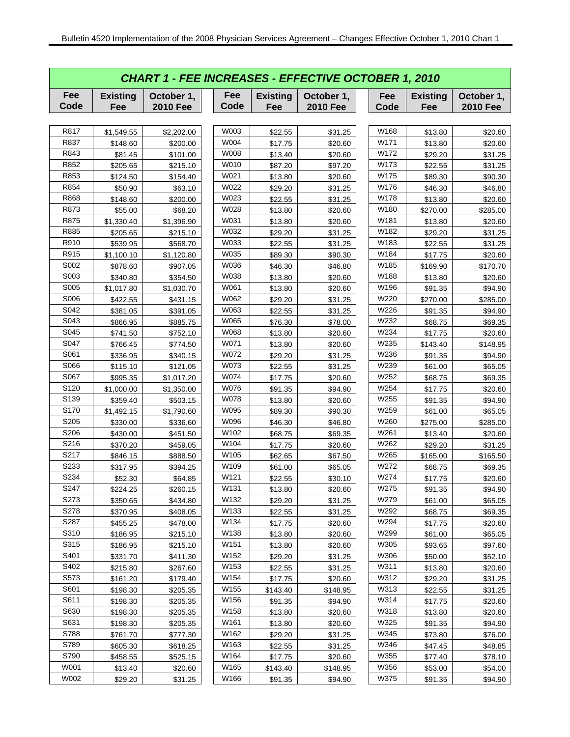## CHART 1 - FEE INCREASES - EFFECTIVE OCTOBER 1, 2010

| Fee Code | Existing Fee | October 1, 2010 Fee | Fee Code | Existing Fee | October 1, 2010 Fee | Fee Code | Existing Fee | October 1, 2010 Fee |
|---|---|---|---|---|---|---|---|---|
| R817 | $1,549.55 | $2,202.00 | W003 | $22.55 | $31.25 | W168 | $13.80 | $20.60 |
| R837 | $148.60 | $200.00 | W004 | $17.75 | $20.60 | W171 | $13.80 | $20.60 |
| R843 | $81.45 | $101.00 | W008 | $13.40 | $20.60 | W172 | $29.20 | $31.25 |
| R852 | $205.65 | $215.10 | W010 | $87.20 | $97.20 | W173 | $22.55 | $31.25 |
| R853 | $124.50 | $154.40 | W021 | $13.80 | $20.60 | W175 | $89.30 | $90.30 |
| R854 | $50.90 | $63.10 | W022 | $29.20 | $31.25 | W176 | $46.30 | $46.80 |
| R868 | $148.60 | $200.00 | W023 | $22.55 | $31.25 | W178 | $13.80 | $20.60 |
| R873 | $55.00 | $68.20 | W028 | $13.80 | $20.60 | W180 | $270.00 | $285.00 |
| R875 | $1,330.40 | $1,396.90 | W031 | $13.80 | $20.60 | W181 | $13.80 | $20.60 |
| R885 | $205.65 | $215.10 | W032 | $29.20 | $31.25 | W182 | $29.20 | $31.25 |
| R910 | $539.95 | $568.70 | W033 | $22.55 | $31.25 | W183 | $22.55 | $31.25 |
| R915 | $1,100.10 | $1,120.80 | W035 | $89.30 | $90.30 | W184 | $17.75 | $20.60 |
| S002 | $878.60 | $907.05 | W036 | $46.30 | $46.80 | W185 | $169.90 | $170.70 |
| S003 | $340.80 | $354.50 | W038 | $13.80 | $20.60 | W188 | $13.80 | $20.60 |
| S005 | $1,017.80 | $1,030.70 | W061 | $13.80 | $20.60 | W196 | $91.35 | $94.90 |
| S006 | $422.55 | $431.15 | W062 | $29.20 | $31.25 | W220 | $270.00 | $285.00 |
| S042 | $381.05 | $391.05 | W063 | $22.55 | $31.25 | W226 | $91.35 | $94.90 |
| S043 | $866.95 | $885.75 | W065 | $76.30 | $78.00 | W232 | $68.75 | $69.35 |
| S045 | $741.50 | $752.10 | W068 | $13.80 | $20.60 | W234 | $17.75 | $20.60 |
| S047 | $766.45 | $774.50 | W071 | $13.80 | $20.60 | W235 | $143.40 | $148.95 |
| S061 | $336.95 | $340.15 | W072 | $29.20 | $31.25 | W236 | $91.35 | $94.90 |
| S066 | $115.10 | $121.05 | W073 | $22.55 | $31.25 | W239 | $61.00 | $65.05 |
| S067 | $995.35 | $1,017.20 | W074 | $17.75 | $20.60 | W252 | $68.75 | $69.35 |
| S120 | $1,000.00 | $1,350.00 | W076 | $91.35 | $94.90 | W254 | $17.75 | $20.60 |
| S139 | $359.40 | $503.15 | W078 | $13.80 | $20.60 | W255 | $91.35 | $94.90 |
| S170 | $1,492.15 | $1,790.60 | W095 | $89.30 | $90.30 | W259 | $61.00 | $65.05 |
| S205 | $330.00 | $336.60 | W096 | $46.30 | $46.80 | W260 | $275.00 | $285.00 |
| S206 | $430.00 | $451.50 | W102 | $68.75 | $69.35 | W261 | $13.40 | $20.60 |
| S216 | $370.20 | $459.05 | W104 | $17.75 | $20.60 | W262 | $29.20 | $31.25 |
| S217 | $846.15 | $888.50 | W105 | $62.65 | $67.50 | W265 | $165.00 | $165.50 |
| S233 | $317.95 | $394.25 | W109 | $61.00 | $65.05 | W272 | $68.75 | $69.35 |
| S234 | $52.30 | $64.85 | W121 | $22.55 | $30.10 | W274 | $17.75 | $20.60 |
| S247 | $224.25 | $260.15 | W131 | $13.80 | $20.60 | W275 | $91.35 | $94.90 |
| S273 | $350.65 | $434.80 | W132 | $29.20 | $31.25 | W279 | $61.00 | $65.05 |
| S278 | $370.95 | $408.05 | W133 | $22.55 | $31.25 | W292 | $68.75 | $69.35 |
| S287 | $455.25 | $478.00 | W134 | $17.75 | $20.60 | W294 | $17.75 | $20.60 |
| S310 | $186.95 | $215.10 | W138 | $13.80 | $20.60 | W299 | $61.00 | $65.05 |
| S315 | $186.95 | $215.10 | W151 | $13.80 | $20.60 | W305 | $93.65 | $97.60 |
| S401 | $331.70 | $411.30 | W152 | $29.20 | $31.25 | W306 | $50.00 | $52.10 |
| S402 | $215.80 | $267.60 | W153 | $22.55 | $31.25 | W311 | $13.80 | $20.60 |
| S573 | $161.20 | $179.40 | W154 | $17.75 | $20.60 | W312 | $29.20 | $31.25 |
| S601 | $198.30 | $205.35 | W155 | $143.40 | $148.95 | W313 | $22.55 | $31.25 |
| S611 | $198.30 | $205.35 | W156 | $91.35 | $94.90 | W314 | $17.75 | $20.60 |
| S630 | $198.30 | $205.35 | W158 | $13.80 | $20.60 | W318 | $13.80 | $20.60 |
| S631 | $198.30 | $205.35 | W161 | $13.80 | $20.60 | W325 | $91.35 | $94.90 |
| S788 | $761.70 | $777.30 | W162 | $29.20 | $31.25 | W345 | $73.80 | $76.00 |
| S789 | $605.30 | $618.25 | W163 | $22.55 | $31.25 | W346 | $47.45 | $48.85 |
| S790 | $458.55 | $525.15 | W164 | $17.75 | $20.60 | W355 | $77.40 | $78.10 |
| W001 | $13.40 | $20.60 | W165 | $143.40 | $148.95 | W356 | $53.00 | $54.00 |
| W002 | $29.20 | $31.25 | W166 | $91.35 | $94.90 | W375 | $91.35 | $94.90 |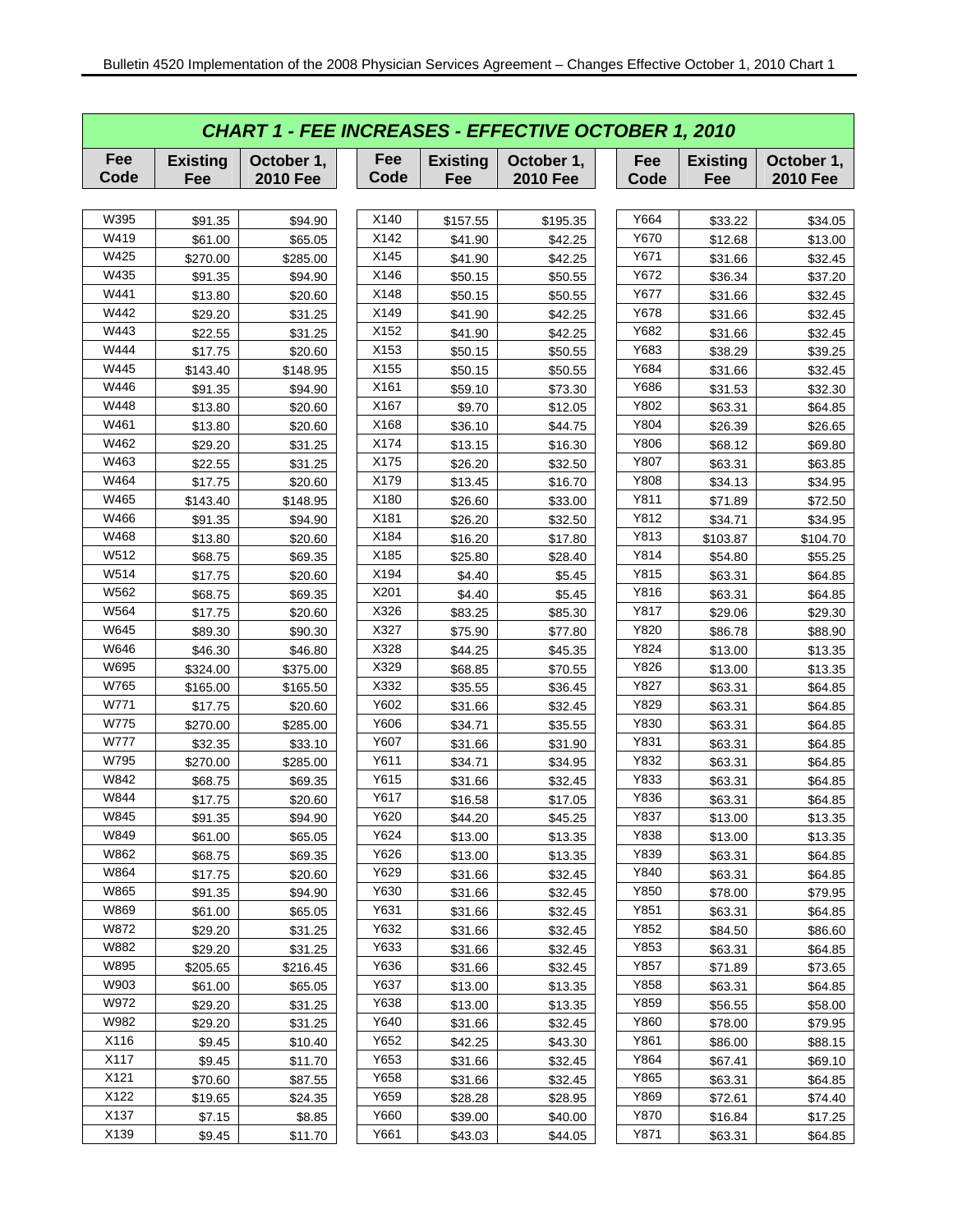## CHART 1 - FEE INCREASES - EFFECTIVE OCTOBER 1, 2010

| Fee Code | Existing Fee | October 1, 2010 Fee | Fee Code | Existing Fee | October 1, 2010 Fee | Fee Code | Existing Fee | October 1, 2010 Fee |
|---|---|---|---|---|---|---|---|---|
| W395 | $91.35 | $94.90 | X140 | $157.55 | $195.35 | Y664 | $33.22 | $34.05 |
| W419 | $61.00 | $65.05 | X142 | $41.90 | $42.25 | Y670 | $12.68 | $13.00 |
| W425 | $270.00 | $285.00 | X145 | $41.90 | $42.25 | Y671 | $31.66 | $32.45 |
| W435 | $91.35 | $94.90 | X146 | $50.15 | $50.55 | Y672 | $36.34 | $37.20 |
| W441 | $13.80 | $20.60 | X148 | $50.15 | $50.55 | Y677 | $31.66 | $32.45 |
| W442 | $29.20 | $31.25 | X149 | $41.90 | $42.25 | Y678 | $31.66 | $32.45 |
| W443 | $22.55 | $31.25 | X152 | $41.90 | $42.25 | Y682 | $31.66 | $32.45 |
| W444 | $17.75 | $20.60 | X153 | $50.15 | $50.55 | Y683 | $38.29 | $39.25 |
| W445 | $143.40 | $148.95 | X155 | $50.15 | $50.55 | Y684 | $31.66 | $32.45 |
| W446 | $91.35 | $94.90 | X161 | $59.10 | $73.30 | Y686 | $31.53 | $32.30 |
| W448 | $13.80 | $20.60 | X167 | $9.70 | $12.05 | Y802 | $63.31 | $64.85 |
| W461 | $13.80 | $20.60 | X168 | $36.10 | $44.75 | Y804 | $26.39 | $26.65 |
| W462 | $29.20 | $31.25 | X174 | $13.15 | $16.30 | Y806 | $68.12 | $69.80 |
| W463 | $22.55 | $31.25 | X175 | $26.20 | $32.50 | Y807 | $63.31 | $63.85 |
| W464 | $17.75 | $20.60 | X179 | $13.45 | $16.70 | Y808 | $34.13 | $34.95 |
| W465 | $143.40 | $148.95 | X180 | $26.60 | $33.00 | Y811 | $71.89 | $72.50 |
| W466 | $91.35 | $94.90 | X181 | $26.20 | $32.50 | Y812 | $34.71 | $34.95 |
| W468 | $13.80 | $20.60 | X184 | $16.20 | $17.80 | Y813 | $103.87 | $104.70 |
| W512 | $68.75 | $69.35 | X185 | $25.80 | $28.40 | Y814 | $54.80 | $55.25 |
| W514 | $17.75 | $20.60 | X194 | $4.40 | $5.45 | Y815 | $63.31 | $64.85 |
| W562 | $68.75 | $69.35 | X201 | $4.40 | $5.45 | Y816 | $63.31 | $64.85 |
| W564 | $17.75 | $20.60 | X326 | $83.25 | $85.30 | Y817 | $29.06 | $29.30 |
| W645 | $89.30 | $90.30 | X327 | $75.90 | $77.80 | Y820 | $86.78 | $88.90 |
| W646 | $46.30 | $46.80 | X328 | $44.25 | $45.35 | Y824 | $13.00 | $13.35 |
| W695 | $324.00 | $375.00 | X329 | $68.85 | $70.55 | Y826 | $13.00 | $13.35 |
| W765 | $165.00 | $165.50 | X332 | $35.55 | $36.45 | Y827 | $63.31 | $64.85 |
| W771 | $17.75 | $20.60 | Y602 | $31.66 | $32.45 | Y829 | $63.31 | $64.85 |
| W775 | $270.00 | $285.00 | Y606 | $34.71 | $35.55 | Y830 | $63.31 | $64.85 |
| W777 | $32.35 | $33.10 | Y607 | $31.66 | $31.90 | Y831 | $63.31 | $64.85 |
| W795 | $270.00 | $285.00 | Y611 | $34.71 | $34.95 | Y832 | $63.31 | $64.85 |
| W842 | $68.75 | $69.35 | Y615 | $31.66 | $32.45 | Y833 | $63.31 | $64.85 |
| W844 | $17.75 | $20.60 | Y617 | $16.58 | $17.05 | Y836 | $63.31 | $64.85 |
| W845 | $91.35 | $94.90 | Y620 | $44.20 | $45.25 | Y837 | $13.00 | $13.35 |
| W849 | $61.00 | $65.05 | Y624 | $13.00 | $13.35 | Y838 | $13.00 | $13.35 |
| W862 | $68.75 | $69.35 | Y626 | $13.00 | $13.35 | Y839 | $63.31 | $64.85 |
| W864 | $17.75 | $20.60 | Y629 | $31.66 | $32.45 | Y840 | $63.31 | $64.85 |
| W865 | $91.35 | $94.90 | Y630 | $31.66 | $32.45 | Y850 | $78.00 | $79.95 |
| W869 | $61.00 | $65.05 | Y631 | $31.66 | $32.45 | Y851 | $63.31 | $64.85 |
| W872 | $29.20 | $31.25 | Y632 | $31.66 | $32.45 | Y852 | $84.50 | $86.60 |
| W882 | $29.20 | $31.25 | Y633 | $31.66 | $32.45 | Y853 | $63.31 | $64.85 |
| W895 | $205.65 | $216.45 | Y636 | $31.66 | $32.45 | Y857 | $71.89 | $73.65 |
| W903 | $61.00 | $65.05 | Y637 | $13.00 | $13.35 | Y858 | $63.31 | $64.85 |
| W972 | $29.20 | $31.25 | Y638 | $13.00 | $13.35 | Y859 | $56.55 | $58.00 |
| W982 | $29.20 | $31.25 | Y640 | $31.66 | $32.45 | Y860 | $78.00 | $79.95 |
| X116 | $9.45 | $10.40 | Y652 | $42.25 | $43.30 | Y861 | $86.00 | $88.15 |
| X117 | $9.45 | $11.70 | Y653 | $31.66 | $32.45 | Y864 | $67.41 | $69.10 |
| X121 | $70.60 | $87.55 | Y658 | $31.66 | $32.45 | Y865 | $63.31 | $64.85 |
| X122 | $19.65 | $24.35 | Y659 | $28.28 | $28.95 | Y869 | $72.61 | $74.40 |
| X137 | $7.15 | $8.85 | Y660 | $39.00 | $40.00 | Y870 | $16.84 | $17.25 |
| X139 | $9.45 | $11.70 | Y661 | $43.03 | $44.05 | Y871 | $63.31 | $64.85 |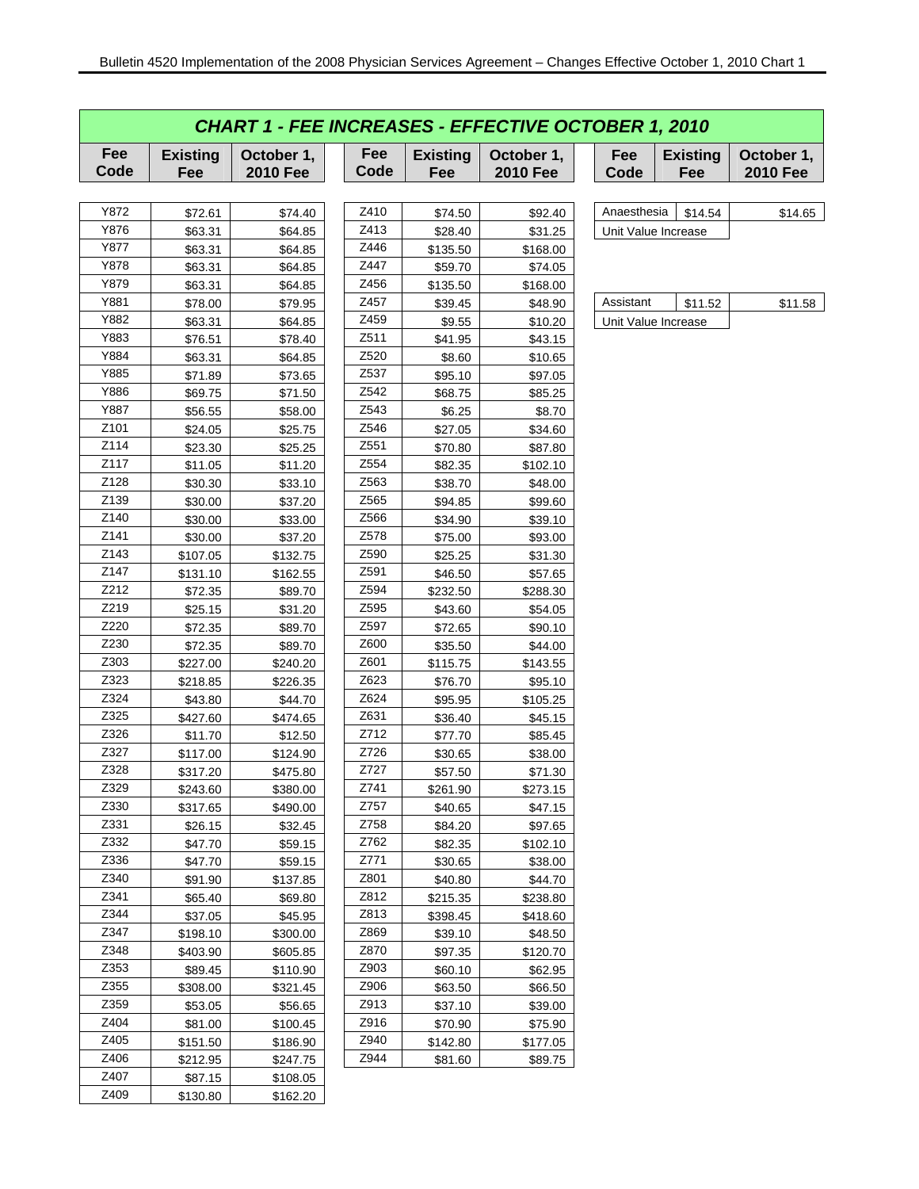## CHART 1 - FEE INCREASES - EFFECTIVE OCTOBER 1, 2010

| Fee Code | Existing Fee | October 1, 2010 Fee | Fee Code | Existing Fee | October 1, 2010 Fee | Fee Code | Existing Fee | October 1, 2010 Fee |
|---|---|---|---|---|---|---|---|---|
| Y872 | $72.61 | $74.40 | Z410 | $74.50 | $92.40 | Anaesthesia | $14.54 | $14.65 |
| Y876 | $63.31 | $64.85 | Z413 | $28.40 | $31.25 | Unit Value Increase | | |
| Y877 | $63.31 | $64.85 | Z446 | $135.50 | $168.00 | | | |
| Y878 | $63.31 | $64.85 | Z447 | $59.70 | $74.05 | | | |
| Y879 | $63.31 | $64.85 | Z456 | $135.50 | $168.00 | | | |
| Y881 | $78.00 | $79.95 | Z457 | $39.45 | $48.90 | Assistant | $11.52 | $11.58 |
| Y882 | $63.31 | $64.85 | Z459 | $9.55 | $10.20 | Unit Value Increase | | |
| Y883 | $76.51 | $78.40 | Z511 | $41.95 | $43.15 | | | |
| Y884 | $63.31 | $64.85 | Z520 | $8.60 | $10.65 | | | |
| Y885 | $71.89 | $73.65 | Z537 | $95.10 | $97.05 | | | |
| Y886 | $69.75 | $71.50 | Z542 | $68.75 | $85.25 | | | |
| Y887 | $56.55 | $58.00 | Z543 | $6.25 | $8.70 | | | |
| Z101 | $24.05 | $25.75 | Z546 | $27.05 | $34.60 | | | |
| Z114 | $23.30 | $25.25 | Z551 | $70.80 | $87.80 | | | |
| Z117 | $11.05 | $11.20 | Z554 | $82.35 | $102.10 | | | |
| Z128 | $30.30 | $33.10 | Z563 | $38.70 | $48.00 | | | |
| Z139 | $30.00 | $37.20 | Z565 | $94.85 | $99.60 | | | |
| Z140 | $30.00 | $33.00 | Z566 | $34.90 | $39.10 | | | |
| Z141 | $30.00 | $37.20 | Z578 | $75.00 | $93.00 | | | |
| Z143 | $107.05 | $132.75 | Z590 | $25.25 | $31.30 | | | |
| Z147 | $131.10 | $162.55 | Z591 | $46.50 | $57.65 | | | |
| Z212 | $72.35 | $89.70 | Z594 | $232.50 | $288.30 | | | |
| Z219 | $25.15 | $31.20 | Z595 | $43.60 | $54.05 | | | |
| Z220 | $72.35 | $89.70 | Z597 | $72.65 | $90.10 | | | |
| Z230 | $72.35 | $89.70 | Z600 | $35.50 | $44.00 | | | |
| Z303 | $227.00 | $240.20 | Z601 | $115.75 | $143.55 | | | |
| Z323 | $218.85 | $226.35 | Z623 | $76.70 | $95.10 | | | |
| Z324 | $43.80 | $44.70 | Z624 | $95.95 | $105.25 | | | |
| Z325 | $427.60 | $474.65 | Z631 | $36.40 | $45.15 | | | |
| Z326 | $11.70 | $12.50 | Z712 | $77.70 | $85.45 | | | |
| Z327 | $117.00 | $124.90 | Z726 | $30.65 | $38.00 | | | |
| Z328 | $317.20 | $475.80 | Z727 | $57.50 | $71.30 | | | |
| Z329 | $243.60 | $380.00 | Z741 | $261.90 | $273.15 | | | |
| Z330 | $317.65 | $490.00 | Z757 | $40.65 | $47.15 | | | |
| Z331 | $26.15 | $32.45 | Z758 | $84.20 | $97.65 | | | |
| Z332 | $47.70 | $59.15 | Z762 | $82.35 | $102.10 | | | |
| Z336 | $47.70 | $59.15 | Z771 | $30.65 | $38.00 | | | |
| Z340 | $91.90 | $137.85 | Z801 | $40.80 | $44.70 | | | |
| Z341 | $65.40 | $69.80 | Z812 | $215.35 | $238.80 | | | |
| Z344 | $37.05 | $45.95 | Z813 | $398.45 | $418.60 | | | |
| Z347 | $198.10 | $300.00 | Z869 | $39.10 | $48.50 | | | |
| Z348 | $403.90 | $605.85 | Z870 | $97.35 | $120.70 | | | |
| Z353 | $89.45 | $110.90 | Z903 | $60.10 | $62.95 | | | |
| Z355 | $308.00 | $321.45 | Z906 | $63.50 | $66.50 | | | |
| Z359 | $53.05 | $56.65 | Z913 | $37.10 | $39.00 | | | |
| Z404 | $81.00 | $100.45 | Z916 | $70.90 | $75.90 | | | |
| Z405 | $151.50 | $186.90 | Z940 | $142.80 | $177.05 | | | |
| Z406 | $212.95 | $247.75 | Z944 | $81.60 | $89.75 | | | |
| Z407 | $87.15 | $108.05 | | | | | | |
| Z409 | $130.80 | $162.20 | | | | | | |